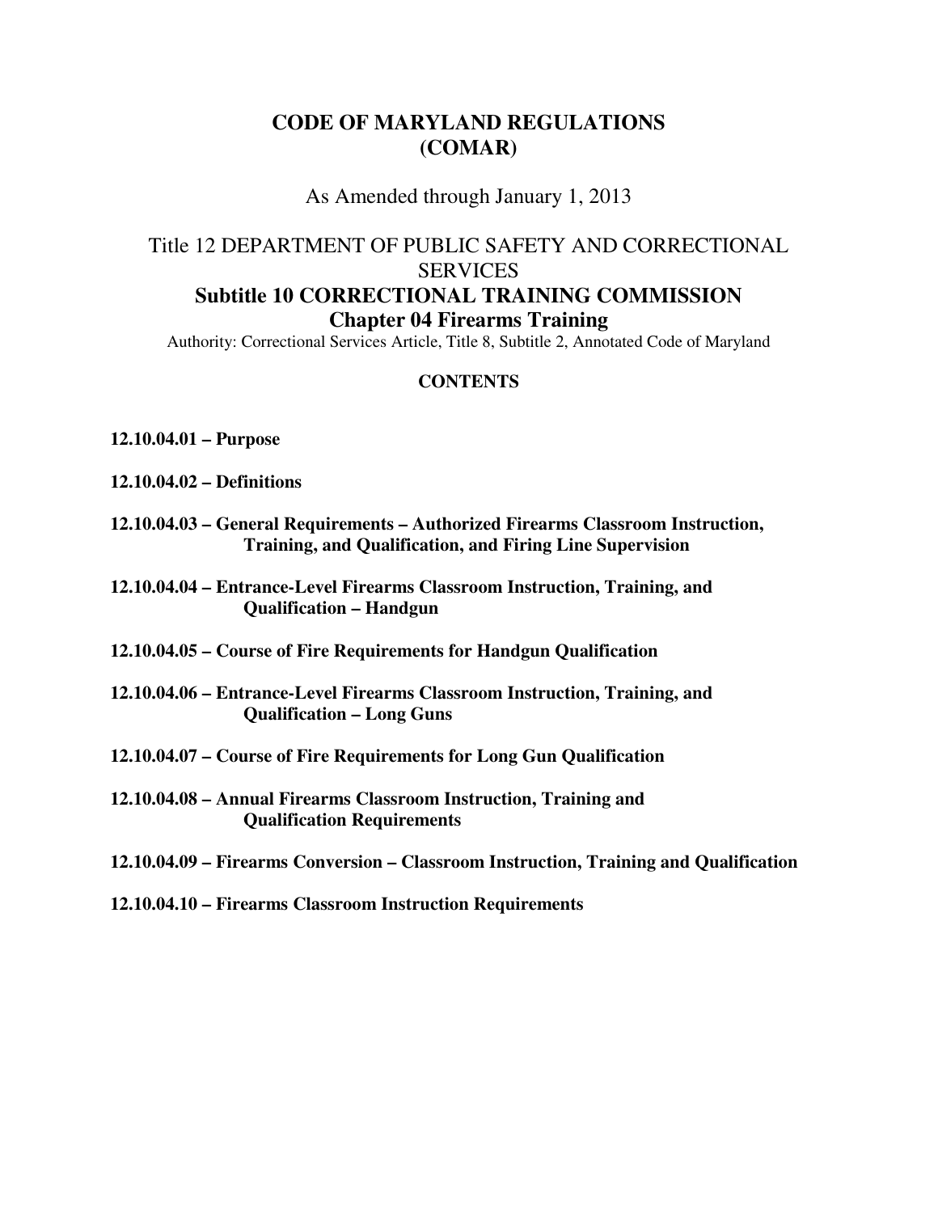# CODE OF MARYLAND REGULATIONS (COMAR)

As Amended through January 1, 2013

## Title 12 DEPARTMENT OF PUBLIC SAFETY AND CORRECTIONAL SERVICES

## Subtitle 10 CORRECTIONAL TRAINING COMMISSION

## Chapter 04 Firearms Training

Authority: Correctional Services Article, Title 8, Subtitle 2, Annotated Code of Maryland

### CONTENTS

**12.10.04.01 – Purpose**

**12.10.04.02 – Definitions**

**12.10.04.03 – General Requirements – Authorized Firearms Classroom Instruction, Training, and Qualification, and Firing Line Supervision**

**12.10.04.04 – Entrance-Level Firearms Classroom Instruction, Training, and Qualification – Handgun**

**12.10.04.05 – Course of Fire Requirements for Handgun Qualification**

**12.10.04.06 – Entrance-Level Firearms Classroom Instruction, Training, and Qualification – Long Guns**

**12.10.04.07 – Course of Fire Requirements for Long Gun Qualification**

**12.10.04.08 – Annual Firearms Classroom Instruction, Training and Qualification Requirements**

**12.10.04.09 – Firearms Conversion – Classroom Instruction, Training and Qualification**

**12.10.04.10 – Firearms Classroom Instruction Requirements**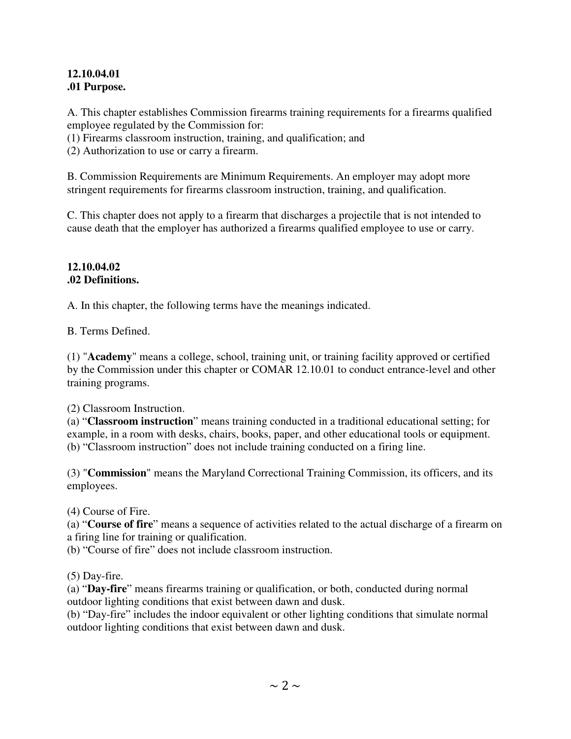**12.10.04.01**
**.01 Purpose.**

A. This chapter establishes Commission firearms training requirements for a firearms qualified employee regulated by the Commission for:
(1) Firearms classroom instruction, training, and qualification; and
(2) Authorization to use or carry a firearm.

B. Commission Requirements are Minimum Requirements. An employer may adopt more stringent requirements for firearms classroom instruction, training, and qualification.

C. This chapter does not apply to a firearm that discharges a projectile that is not intended to cause death that the employer has authorized a firearms qualified employee to use or carry.

**12.10.04.02**
**.02 Definitions.**

A. In this chapter, the following terms have the meanings indicated.

B. Terms Defined.

(1) "**Academy**" means a college, school, training unit, or training facility approved or certified by the Commission under this chapter or COMAR 12.10.01 to conduct entrance-level and other training programs.

(2) Classroom Instruction.
(a) "**Classroom instruction**" means training conducted in a traditional educational setting; for example, in a room with desks, chairs, books, paper, and other educational tools or equipment.
(b) "Classroom instruction" does not include training conducted on a firing line.

(3) "**Commission**" means the Maryland Correctional Training Commission, its officers, and its employees.

(4) Course of Fire.
(a) "**Course of fire**" means a sequence of activities related to the actual discharge of a firearm on a firing line for training or qualification.
(b) "Course of fire" does not include classroom instruction.

(5) Day-fire.
(a) "**Day-fire**" means firearms training or qualification, or both, conducted during normal outdoor lighting conditions that exist between dawn and dusk.
(b) "Day-fire" includes the indoor equivalent or other lighting conditions that simulate normal outdoor lighting conditions that exist between dawn and dusk.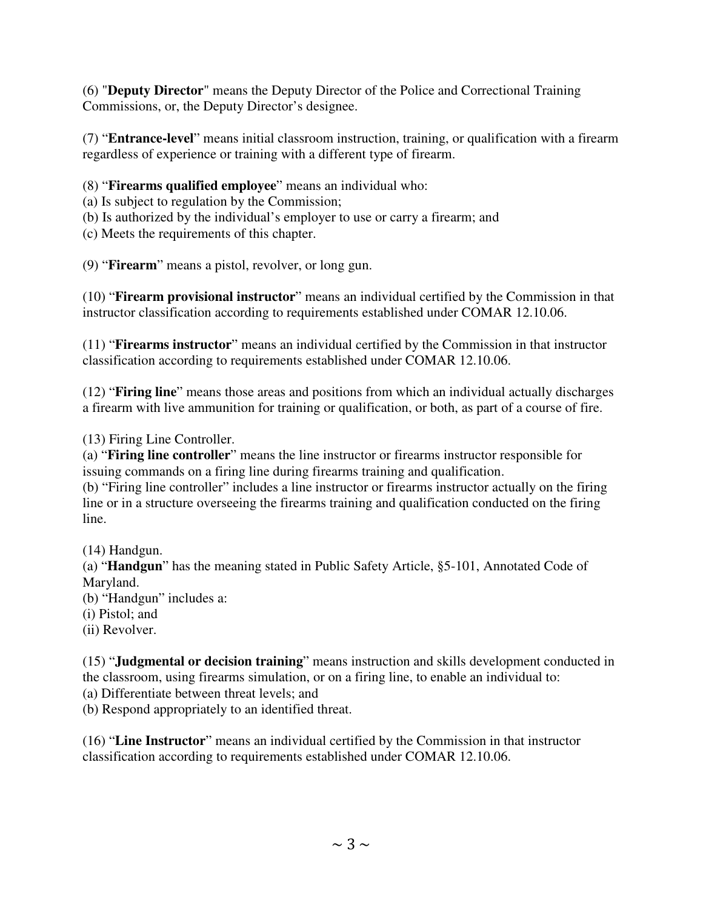(6) "**Deputy Director**" means the Deputy Director of the Police and Correctional Training Commissions, or, the Deputy Director's designee.

(7) "**Entrance-level**" means initial classroom instruction, training, or qualification with a firearm regardless of experience or training with a different type of firearm.

(8) "**Firearms qualified employee**" means an individual who:
(a) Is subject to regulation by the Commission;
(b) Is authorized by the individual's employer to use or carry a firearm; and
(c) Meets the requirements of this chapter.

(9) "**Firearm**" means a pistol, revolver, or long gun.

(10) "**Firearm provisional instructor**" means an individual certified by the Commission in that instructor classification according to requirements established under COMAR 12.10.06.

(11) "**Firearms instructor**" means an individual certified by the Commission in that instructor classification according to requirements established under COMAR 12.10.06.

(12) "**Firing line**" means those areas and positions from which an individual actually discharges a firearm with live ammunition for training or qualification, or both, as part of a course of fire.

(13) Firing Line Controller.
(a) "**Firing line controller**" means the line instructor or firearms instructor responsible for issuing commands on a firing line during firearms training and qualification.
(b) "Firing line controller" includes a line instructor or firearms instructor actually on the firing line or in a structure overseeing the firearms training and qualification conducted on the firing line.

(14) Handgun.
(a) "**Handgun**" has the meaning stated in Public Safety Article, §5-101, Annotated Code of Maryland.
(b) "Handgun" includes a:
(i) Pistol; and
(ii) Revolver.

(15) "**Judgmental or decision training**" means instruction and skills development conducted in the classroom, using firearms simulation, or on a firing line, to enable an individual to:
(a) Differentiate between threat levels; and
(b) Respond appropriately to an identified threat.

(16) "**Line Instructor**" means an individual certified by the Commission in that instructor classification according to requirements established under COMAR 12.10.06.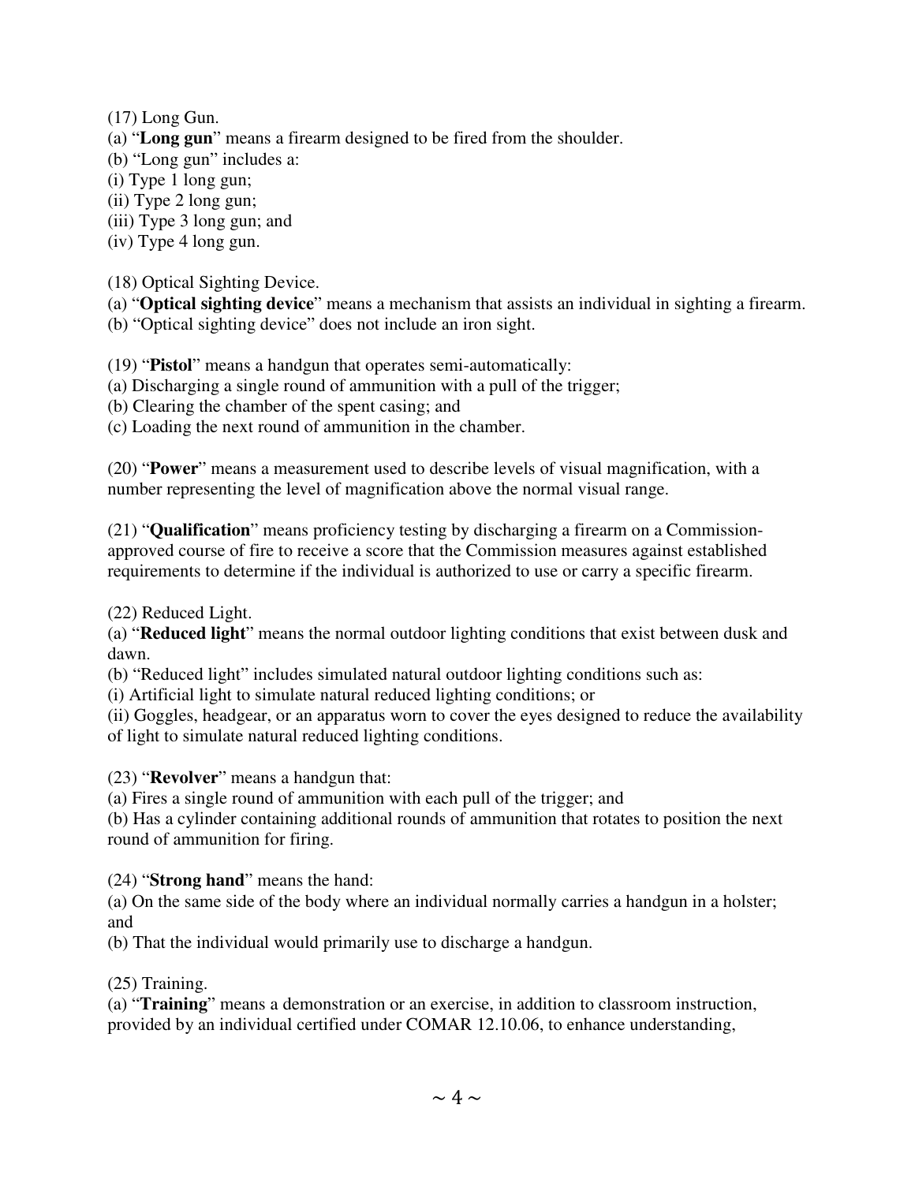(17) Long Gun.

(a) "**Long gun**" means a firearm designed to be fired from the shoulder.

(b) "Long gun" includes a:

(i) Type 1 long gun;

(ii) Type 2 long gun;

(iii) Type 3 long gun; and

(iv) Type 4 long gun.

(18) Optical Sighting Device.

(a) "**Optical sighting device**" means a mechanism that assists an individual in sighting a firearm.

(b) "Optical sighting device" does not include an iron sight.

(19) "**Pistol**" means a handgun that operates semi-automatically:

(a) Discharging a single round of ammunition with a pull of the trigger;

(b) Clearing the chamber of the spent casing; and

(c) Loading the next round of ammunition in the chamber.

(20) "**Power**" means a measurement used to describe levels of visual magnification, with a number representing the level of magnification above the normal visual range.

(21) "**Qualification**" means proficiency testing by discharging a firearm on a Commission-approved course of fire to receive a score that the Commission measures against established requirements to determine if the individual is authorized to use or carry a specific firearm.

(22) Reduced Light.

(a) "**Reduced light**" means the normal outdoor lighting conditions that exist between dusk and dawn.

(b) "Reduced light" includes simulated natural outdoor lighting conditions such as:

(i) Artificial light to simulate natural reduced lighting conditions; or

(ii) Goggles, headgear, or an apparatus worn to cover the eyes designed to reduce the availability of light to simulate natural reduced lighting conditions.

(23) "**Revolver**" means a handgun that:

(a) Fires a single round of ammunition with each pull of the trigger; and

(b) Has a cylinder containing additional rounds of ammunition that rotates to position the next round of ammunition for firing.

(24) "**Strong hand**" means the hand:

(a) On the same side of the body where an individual normally carries a handgun in a holster; and

(b) That the individual would primarily use to discharge a handgun.

(25) Training.

(a) "**Training**" means a demonstration or an exercise, in addition to classroom instruction, provided by an individual certified under COMAR 12.10.06, to enhance understanding,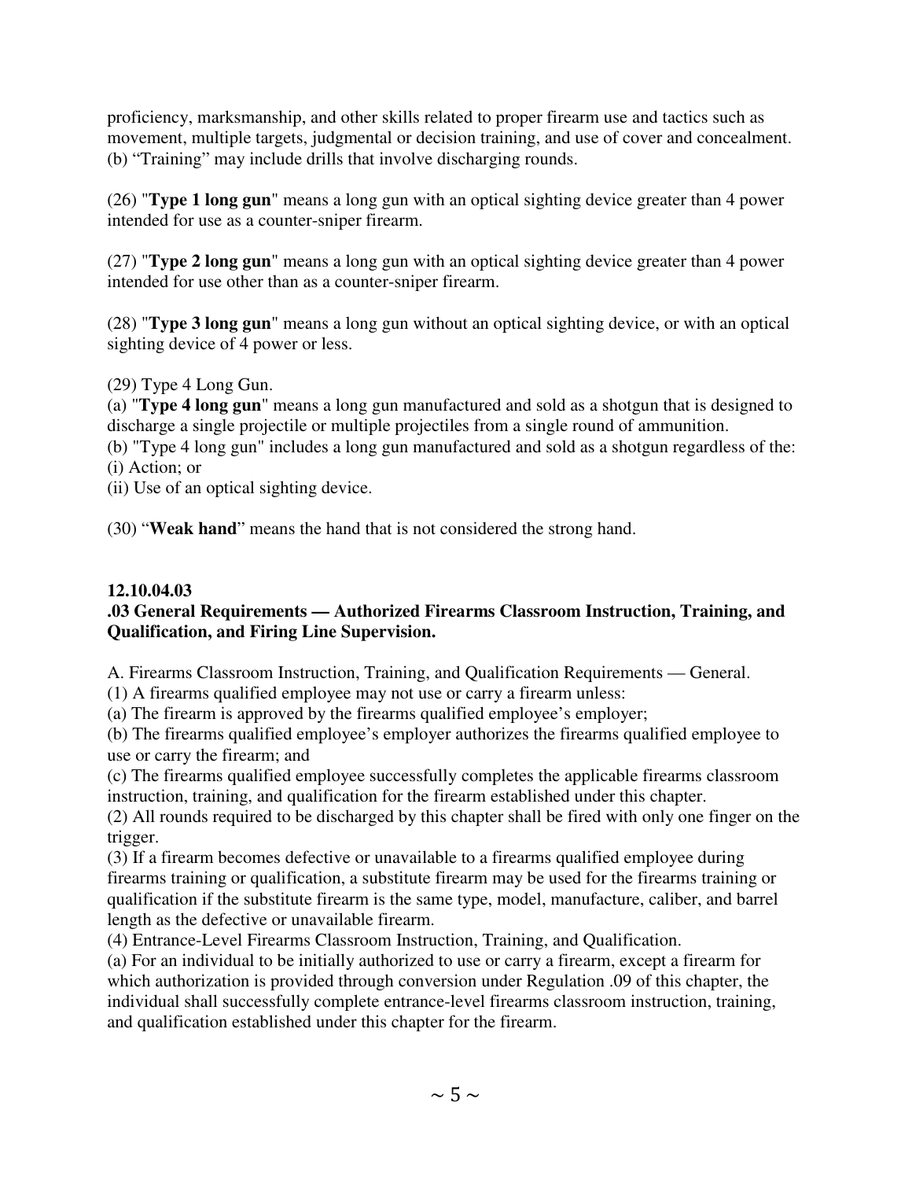proficiency, marksmanship, and other skills related to proper firearm use and tactics such as movement, multiple targets, judgmental or decision training, and use of cover and concealment.
(b) “Training” may include drills that involve discharging rounds.

(26) "**Type 1 long gun**" means a long gun with an optical sighting device greater than 4 power intended for use as a counter-sniper firearm.

(27) "**Type 2 long gun**" means a long gun with an optical sighting device greater than 4 power intended for use other than as a counter-sniper firearm.

(28) "**Type 3 long gun**" means a long gun without an optical sighting device, or with an optical sighting device of 4 power or less.

(29) Type 4 Long Gun.
(a) "**Type 4 long gun**" means a long gun manufactured and sold as a shotgun that is designed to discharge a single projectile or multiple projectiles from a single round of ammunition.
(b) "Type 4 long gun" includes a long gun manufactured and sold as a shotgun regardless of the:
(i) Action; or
(ii) Use of an optical sighting device.

(30) “**Weak hand**” means the hand that is not considered the strong hand.

**12.10.04.03**
**.03 General Requirements — Authorized Firearms Classroom Instruction, Training, and Qualification, and Firing Line Supervision.**

A. Firearms Classroom Instruction, Training, and Qualification Requirements — General.
(1) A firearms qualified employee may not use or carry a firearm unless:
(a) The firearm is approved by the firearms qualified employee’s employer;
(b) The firearms qualified employee’s employer authorizes the firearms qualified employee to use or carry the firearm; and
(c) The firearms qualified employee successfully completes the applicable firearms classroom instruction, training, and qualification for the firearm established under this chapter.
(2) All rounds required to be discharged by this chapter shall be fired with only one finger on the trigger.
(3) If a firearm becomes defective or unavailable to a firearms qualified employee during firearms training or qualification, a substitute firearm may be used for the firearms training or qualification if the substitute firearm is the same type, model, manufacture, caliber, and barrel length as the defective or unavailable firearm.
(4) Entrance-Level Firearms Classroom Instruction, Training, and Qualification.
(a) For an individual to be initially authorized to use or carry a firearm, except a firearm for which authorization is provided through conversion under Regulation .09 of this chapter, the individual shall successfully complete entrance-level firearms classroom instruction, training, and qualification established under this chapter for the firearm.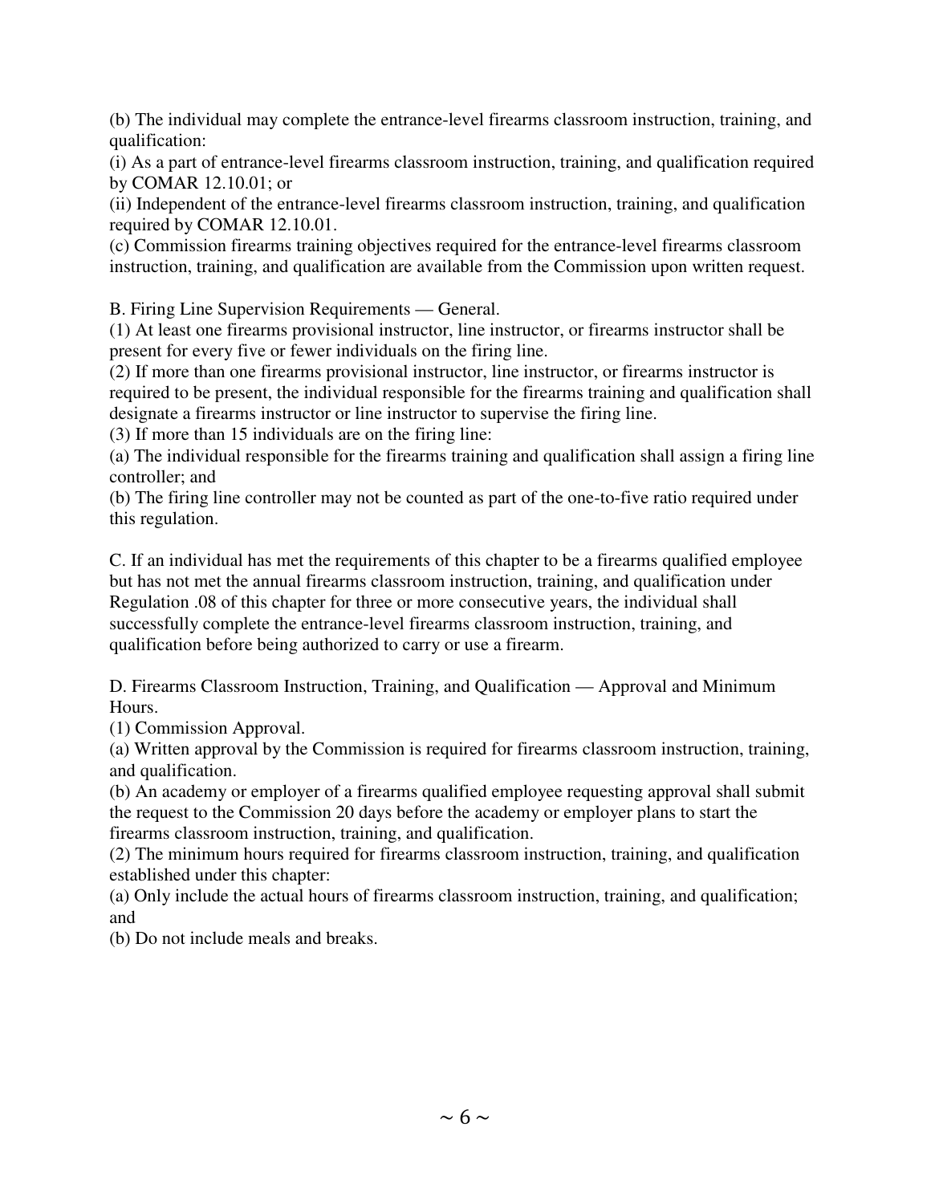(b) The individual may complete the entrance-level firearms classroom instruction, training, and qualification:

(i) As a part of entrance-level firearms classroom instruction, training, and qualification required by COMAR 12.10.01; or

(ii) Independent of the entrance-level firearms classroom instruction, training, and qualification required by COMAR 12.10.01.

(c) Commission firearms training objectives required for the entrance-level firearms classroom instruction, training, and qualification are available from the Commission upon written request.

B. Firing Line Supervision Requirements — General.

(1) At least one firearms provisional instructor, line instructor, or firearms instructor shall be present for every five or fewer individuals on the firing line.

(2) If more than one firearms provisional instructor, line instructor, or firearms instructor is required to be present, the individual responsible for the firearms training and qualification shall designate a firearms instructor or line instructor to supervise the firing line.

(3) If more than 15 individuals are on the firing line:

(a) The individual responsible for the firearms training and qualification shall assign a firing line controller; and

(b) The firing line controller may not be counted as part of the one-to-five ratio required under this regulation.

C. If an individual has met the requirements of this chapter to be a firearms qualified employee but has not met the annual firearms classroom instruction, training, and qualification under Regulation .08 of this chapter for three or more consecutive years, the individual shall successfully complete the entrance-level firearms classroom instruction, training, and qualification before being authorized to carry or use a firearm.

D. Firearms Classroom Instruction, Training, and Qualification — Approval and Minimum Hours.

(1) Commission Approval.

(a) Written approval by the Commission is required for firearms classroom instruction, training, and qualification.

(b) An academy or employer of a firearms qualified employee requesting approval shall submit the request to the Commission 20 days before the academy or employer plans to start the firearms classroom instruction, training, and qualification.

(2) The minimum hours required for firearms classroom instruction, training, and qualification established under this chapter:

(a) Only include the actual hours of firearms classroom instruction, training, and qualification; and

(b) Do not include meals and breaks.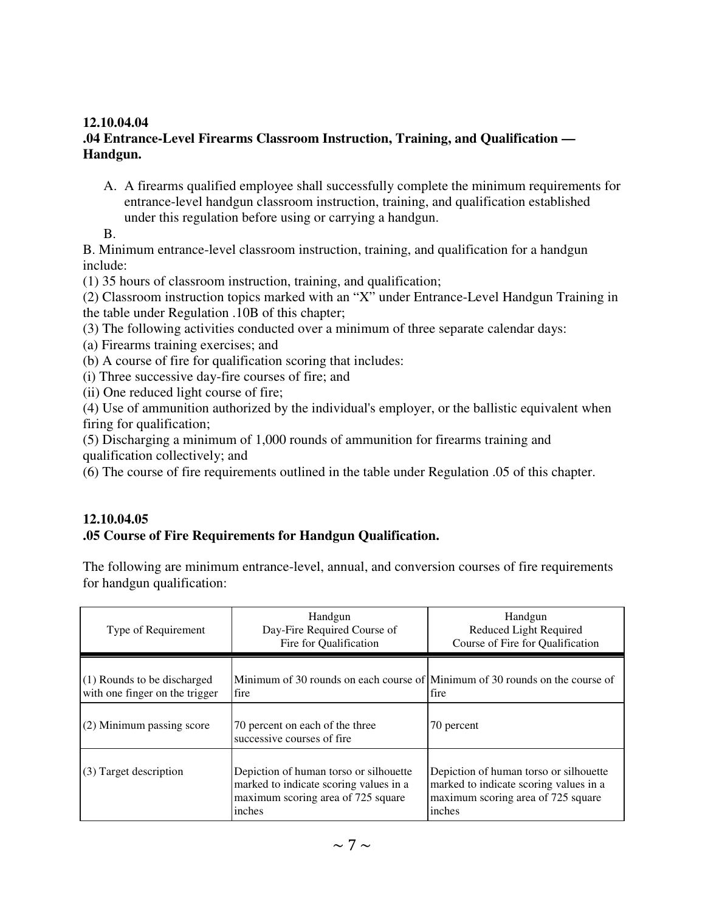**12.10.04.04**
**.04 Entrance-Level Firearms Classroom Instruction, Training, and Qualification — Handgun.**

A. A firearms qualified employee shall successfully complete the minimum requirements for entrance-level handgun classroom instruction, training, and qualification established under this regulation before using or carrying a handgun.

B.

B. Minimum entrance-level classroom instruction, training, and qualification for a handgun include:

(1) 35 hours of classroom instruction, training, and qualification;

(2) Classroom instruction topics marked with an "X" under Entrance-Level Handgun Training in the table under Regulation .10B of this chapter;

(3) The following activities conducted over a minimum of three separate calendar days:

(a) Firearms training exercises; and

(b) A course of fire for qualification scoring that includes:

(i) Three successive day-fire courses of fire; and

(ii) One reduced light course of fire;

(4) Use of ammunition authorized by the individual's employer, or the ballistic equivalent when firing for qualification;

(5) Discharging a minimum of 1,000 rounds of ammunition for firearms training and qualification collectively; and

(6) The course of fire requirements outlined in the table under Regulation .05 of this chapter.

**12.10.04.05**
**.05 Course of Fire Requirements for Handgun Qualification.**

The following are minimum entrance-level, annual, and conversion courses of fire requirements for handgun qualification:

| Type of Requirement | Handgun Day-Fire Required Course of Fire for Qualification | Handgun Reduced Light Required Course of Fire for Qualification |
|---|---|---|
| (1) Rounds to be discharged with one finger on the trigger | Minimum of 30 rounds on each course of fire | Minimum of 30 rounds on the course of fire |
| (2) Minimum passing score | 70 percent on each of the three successive courses of fire | 70 percent |
| (3) Target description | Depiction of human torso or silhouette marked to indicate scoring values in a maximum scoring area of 725 square inches | Depiction of human torso or silhouette marked to indicate scoring values in a maximum scoring area of 725 square inches |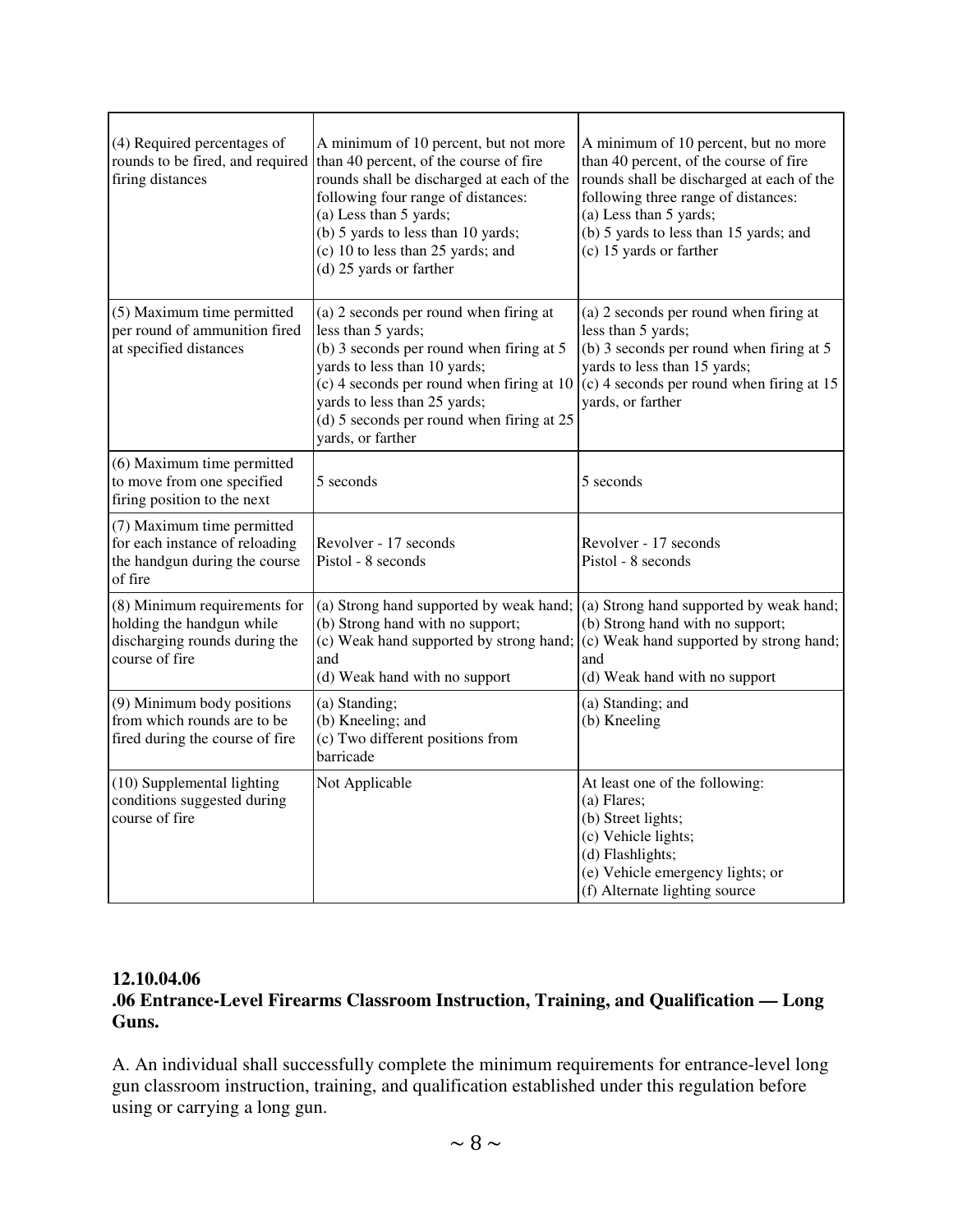| | | |
|---|---|---|
| (4) Required percentages of rounds to be fired, and required firing distances | A minimum of 10 percent, but not more than 40 percent, of the course of fire rounds shall be discharged at each of the following four range of distances:<br>(a) Less than 5 yards;<br>(b) 5 yards to less than 10 yards;<br>(c) 10 to less than 25 yards; and<br>(d) 25 yards or farther | A minimum of 10 percent, but no more than 40 percent, of the course of fire rounds shall be discharged at each of the following three range of distances:<br>(a) Less than 5 yards;<br>(b) 5 yards to less than 15 yards; and<br>(c) 15 yards or farther |
| (5) Maximum time permitted per round of ammunition fired at specified distances | (a) 2 seconds per round when firing at less than 5 yards;<br>(b) 3 seconds per round when firing at 5 yards to less than 10 yards;<br>(c) 4 seconds per round when firing at 10 yards to less than 25 yards;<br>(d) 5 seconds per round when firing at 25 yards, or farther | (a) 2 seconds per round when firing at less than 5 yards;<br>(b) 3 seconds per round when firing at 5 yards to less than 15 yards;<br>(c) 4 seconds per round when firing at 15 yards, or farther |
| (6) Maximum time permitted to move from one specified firing position to the next | 5 seconds | 5 seconds |
| (7) Maximum time permitted for each instance of reloading the handgun during the course of fire | Revolver - 17 seconds<br>Pistol - 8 seconds | Revolver - 17 seconds<br>Pistol - 8 seconds |
| (8) Minimum requirements for holding the handgun while discharging rounds during the course of fire | (a) Strong hand supported by weak hand;<br>(b) Strong hand with no support;<br>(c) Weak hand supported by strong hand; and<br>(d) Weak hand with no support | (a) Strong hand supported by weak hand;<br>(b) Strong hand with no support;<br>(c) Weak hand supported by strong hand; and<br>(d) Weak hand with no support |
| (9) Minimum body positions from which rounds are to be fired during the course of fire | (a) Standing;<br>(b) Kneeling; and<br>(c) Two different positions from barricade | (a) Standing; and<br>(b) Kneeling |
| (10) Supplemental lighting conditions suggested during course of fire | Not Applicable | At least one of the following:<br>(a) Flares;<br>(b) Street lights;<br>(c) Vehicle lights;<br>(d) Flashlights;<br>(e) Vehicle emergency lights; or<br>(f) Alternate lighting source |

**12.10.04.06**
**.06 Entrance-Level Firearms Classroom Instruction, Training, and Qualification — Long Guns.**

A. An individual shall successfully complete the minimum requirements for entrance-level long gun classroom instruction, training, and qualification established under this regulation before using or carrying a long gun.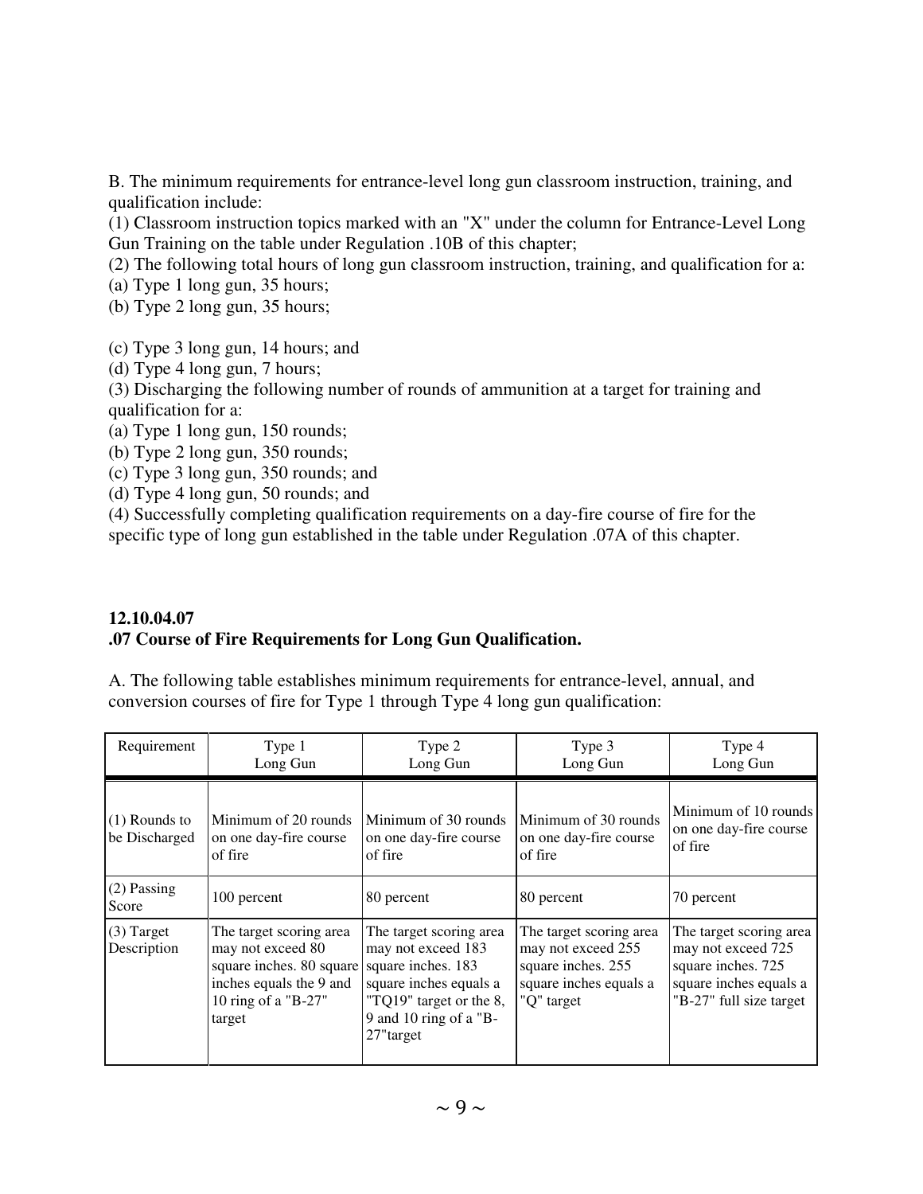B. The minimum requirements for entrance-level long gun classroom instruction, training, and qualification include:

(1) Classroom instruction topics marked with an "X" under the column for Entrance-Level Long Gun Training on the table under Regulation .10B of this chapter;

(2) The following total hours of long gun classroom instruction, training, and qualification for a:

(a) Type 1 long gun, 35 hours;

(b) Type 2 long gun, 35 hours;

(c) Type 3 long gun, 14 hours; and

(d) Type 4 long gun, 7 hours;

(3) Discharging the following number of rounds of ammunition at a target for training and qualification for a:

(a) Type 1 long gun, 150 rounds;

(b) Type 2 long gun, 350 rounds;

(c) Type 3 long gun, 350 rounds; and

(d) Type 4 long gun, 50 rounds; and

(4) Successfully completing qualification requirements on a day-fire course of fire for the specific type of long gun established in the table under Regulation .07A of this chapter.

**12.10.04.07**
**.07 Course of Fire Requirements for Long Gun Qualification.**

A. The following table establishes minimum requirements for entrance-level, annual, and conversion courses of fire for Type 1 through Type 4 long gun qualification:

| Requirement | Type 1 Long Gun | Type 2 Long Gun | Type 3 Long Gun | Type 4 Long Gun |
|---|---|---|---|---|
| (1) Rounds to be Discharged | Minimum of 20 rounds on one day-fire course of fire | Minimum of 30 rounds on one day-fire course of fire | Minimum of 30 rounds on one day-fire course of fire | Minimum of 10 rounds on one day-fire course of fire |
| (2) Passing Score | 100 percent | 80 percent | 80 percent | 70 percent |
| (3) Target Description | The target scoring area may not exceed 80 square inches. 80 square inches equals the 9 and 10 ring of a "B-27" target | The target scoring area may not exceed 183 square inches. 183 square inches equals a "TQ19" target or the 8, 9 and 10 ring of a "B-27"target | The target scoring area may not exceed 255 square inches. 255 square inches equals a "Q" target | The target scoring area may not exceed 725 square inches. 725 square inches equals a "B-27" full size target |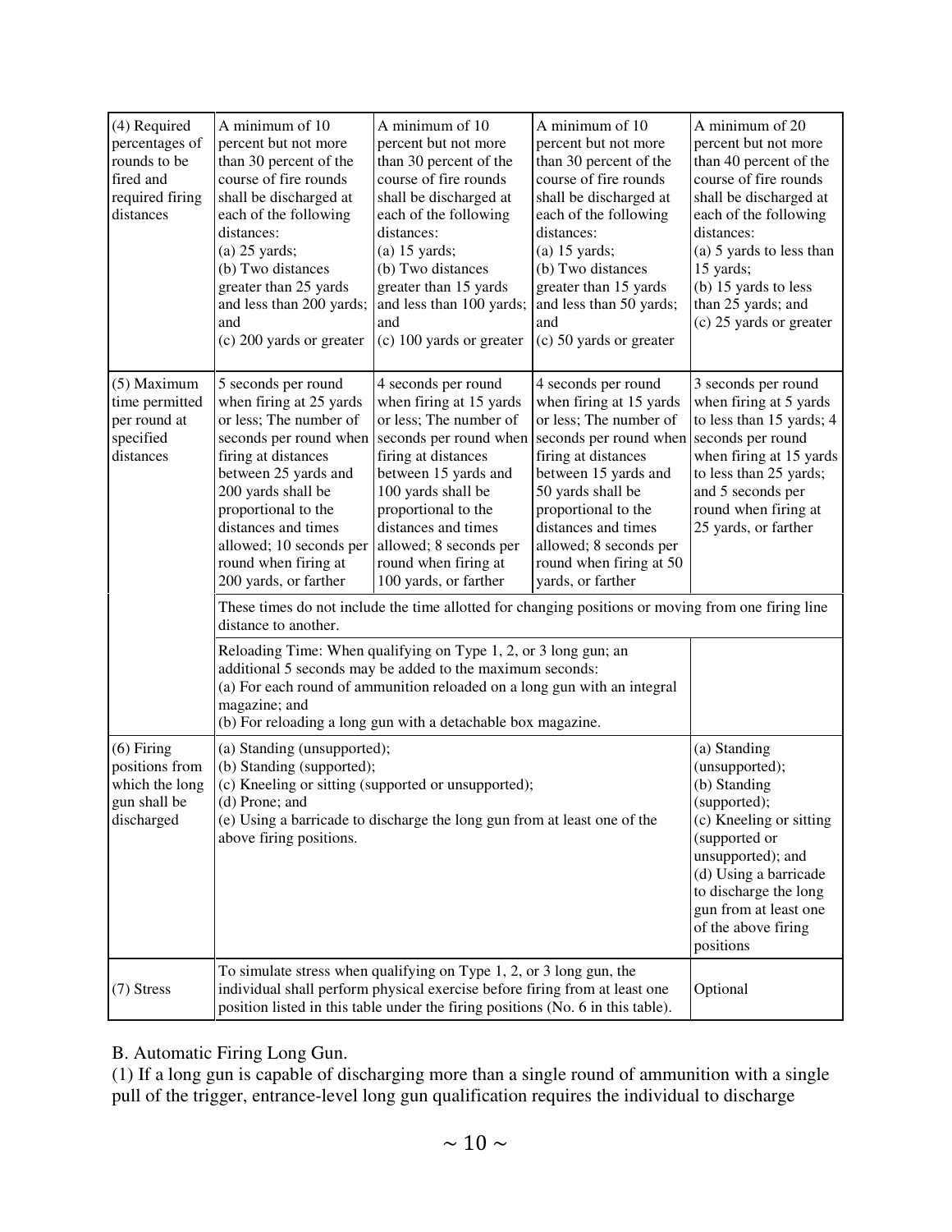| | | | | |
|---|---|---|---|---|
| (4) Required percentages of rounds to be fired and required firing distances | A minimum of 10 percent but not more than 30 percent of the course of fire rounds shall be discharged at each of the following distances:<br>(a) 25 yards;<br>(b) Two distances greater than 25 yards and less than 200 yards; and<br>(c) 200 yards or greater | A minimum of 10 percent but not more than 30 percent of the course of fire rounds shall be discharged at each of the following distances:<br>(a) 15 yards;<br>(b) Two distances greater than 15 yards and less than 100 yards; and<br>(c) 100 yards or greater | A minimum of 10 percent but not more than 30 percent of the course of fire rounds shall be discharged at each of the following distances:<br>(a) 15 yards;<br>(b) Two distances greater than 15 yards and less than 50 yards; and<br>(c) 50 yards or greater | A minimum of 20 percent but not more than 40 percent of the course of fire rounds shall be discharged at each of the following distances:<br>(a) 5 yards to less than 15 yards;<br>(b) 15 yards to less than 25 yards; and<br>(c) 25 yards or greater |
| (5) Maximum time permitted per round at specified distances | 5 seconds per round when firing at 25 yards or less; The number of seconds per round when firing at distances between 25 yards and 200 yards shall be proportional to the distances and times allowed; 10 seconds per round when firing at 200 yards, or farther | 4 seconds per round when firing at 15 yards or less; The number of seconds per round when firing at distances between 15 yards and 100 yards shall be proportional to the distances and times allowed; 8 seconds per round when firing at 100 yards, or farther | 4 seconds per round when firing at 15 yards or less; The number of seconds per round when firing at distances between 15 yards and 50 yards shall be proportional to the distances and times allowed; 8 seconds per round when firing at 50 yards, or farther | 3 seconds per round when firing at 5 yards to less than 15 yards; 4 seconds per round when firing at 15 yards to less than 25 yards; and 5 seconds per round when firing at 25 yards, or farther |
| | These times do not include the time allotted for changing positions or moving from one firing line distance to another. | | | |
| | Reloading Time: When qualifying on Type 1, 2, or 3 long gun; an additional 5 seconds may be added to the maximum seconds:<br>(a) For each round of ammunition reloaded on a long gun with an integral magazine; and<br>(b) For reloading a long gun with a detachable box magazine. | | | |
| (6) Firing positions from which the long gun shall be discharged | (a) Standing (unsupported);<br>(b) Standing (supported);<br>(c) Kneeling or sitting (supported or unsupported);<br>(d) Prone; and<br>(e) Using a barricade to discharge the long gun from at least one of the above firing positions. | | | (a) Standing (unsupported);<br>(b) Standing (supported);<br>(c) Kneeling or sitting (supported or unsupported); and<br>(d) Using a barricade to discharge the long gun from at least one of the above firing positions |
| (7) Stress | To simulate stress when qualifying on Type 1, 2, or 3 long gun, the individual shall perform physical exercise before firing from at least one position listed in this table under the firing positions (No. 6 in this table). | | | Optional |

B. Automatic Firing Long Gun.

(1) If a long gun is capable of discharging more than a single round of ammunition with a single pull of the trigger, entrance-level long gun qualification requires the individual to discharge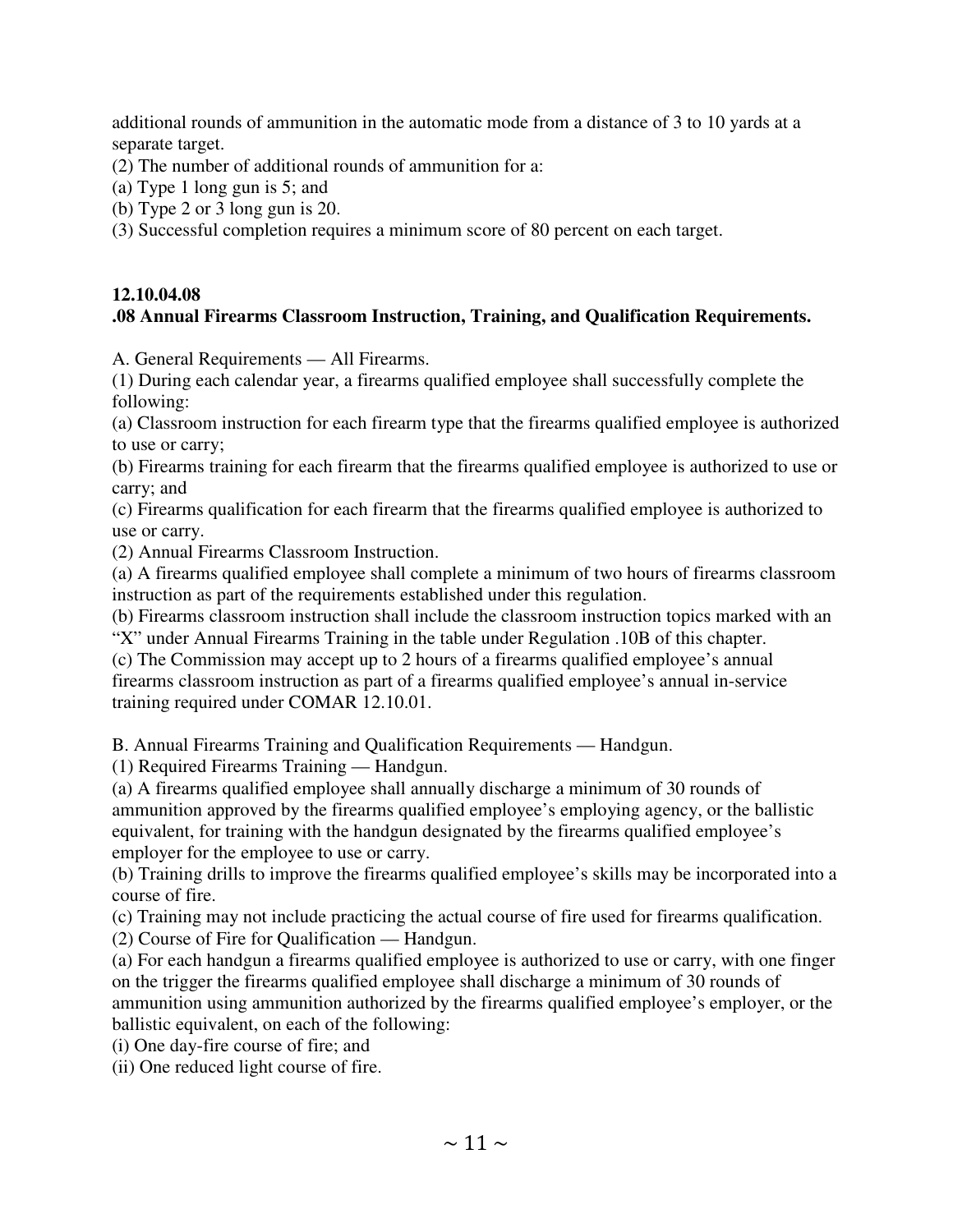additional rounds of ammunition in the automatic mode from a distance of 3 to 10 yards at a separate target.

(2) The number of additional rounds of ammunition for a:

(a) Type 1 long gun is 5; and

(b) Type 2 or 3 long gun is 20.

(3) Successful completion requires a minimum score of 80 percent on each target.

**12.10.04.08**

**.08 Annual Firearms Classroom Instruction, Training, and Qualification Requirements.**

A. General Requirements — All Firearms.

(1) During each calendar year, a firearms qualified employee shall successfully complete the following:

(a) Classroom instruction for each firearm type that the firearms qualified employee is authorized to use or carry;

(b) Firearms training for each firearm that the firearms qualified employee is authorized to use or carry; and

(c) Firearms qualification for each firearm that the firearms qualified employee is authorized to use or carry.

(2) Annual Firearms Classroom Instruction.

(a) A firearms qualified employee shall complete a minimum of two hours of firearms classroom instruction as part of the requirements established under this regulation.

(b) Firearms classroom instruction shall include the classroom instruction topics marked with an "X" under Annual Firearms Training in the table under Regulation .10B of this chapter.

(c) The Commission may accept up to 2 hours of a firearms qualified employee's annual firearms classroom instruction as part of a firearms qualified employee's annual in-service training required under COMAR 12.10.01.

B. Annual Firearms Training and Qualification Requirements — Handgun.

(1) Required Firearms Training — Handgun.

(a) A firearms qualified employee shall annually discharge a minimum of 30 rounds of ammunition approved by the firearms qualified employee's employing agency, or the ballistic equivalent, for training with the handgun designated by the firearms qualified employee's employer for the employee to use or carry.

(b) Training drills to improve the firearms qualified employee's skills may be incorporated into a course of fire.

(c) Training may not include practicing the actual course of fire used for firearms qualification.

(2) Course of Fire for Qualification — Handgun.

(a) For each handgun a firearms qualified employee is authorized to use or carry, with one finger on the trigger the firearms qualified employee shall discharge a minimum of 30 rounds of ammunition using ammunition authorized by the firearms qualified employee's employer, or the ballistic equivalent, on each of the following:

(i) One day-fire course of fire; and

(ii) One reduced light course of fire.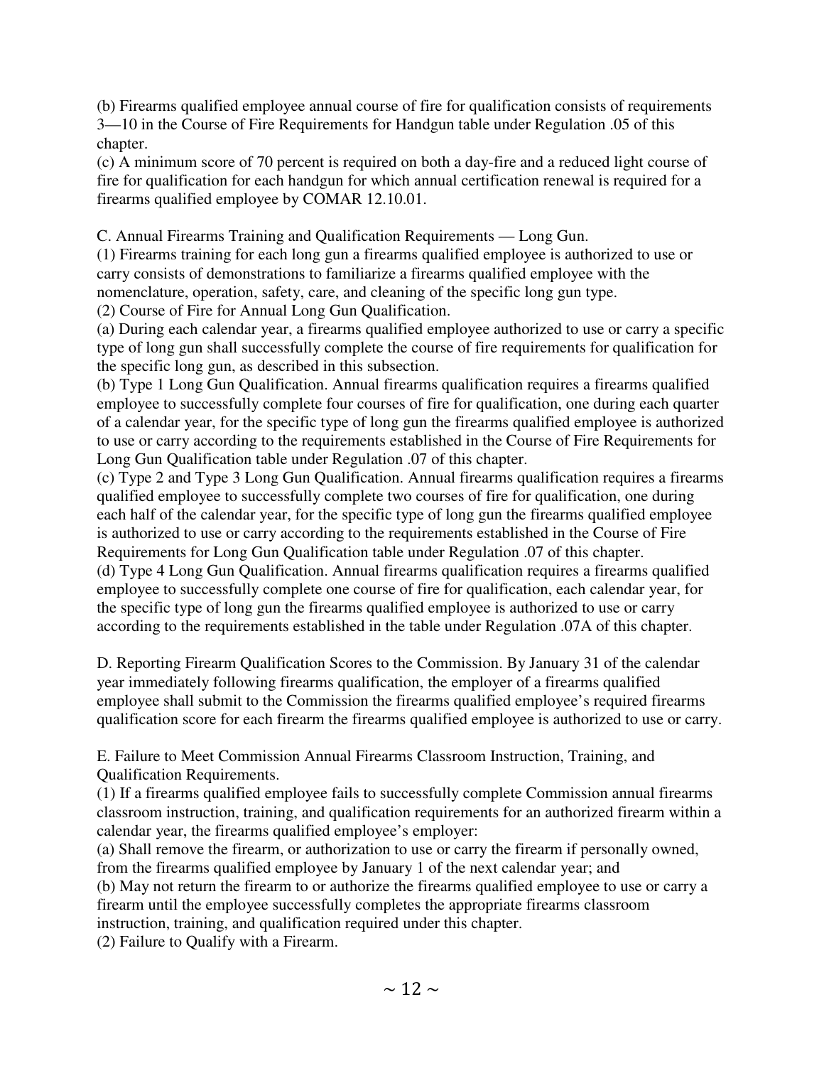(b) Firearms qualified employee annual course of fire for qualification consists of requirements 3—10 in the Course of Fire Requirements for Handgun table under Regulation .05 of this chapter.
(c) A minimum score of 70 percent is required on both a day-fire and a reduced light course of fire for qualification for each handgun for which annual certification renewal is required for a firearms qualified employee by COMAR 12.10.01.

C. Annual Firearms Training and Qualification Requirements — Long Gun.
(1) Firearms training for each long gun a firearms qualified employee is authorized to use or carry consists of demonstrations to familiarize a firearms qualified employee with the nomenclature, operation, safety, care, and cleaning of the specific long gun type.
(2) Course of Fire for Annual Long Gun Qualification.
(a) During each calendar year, a firearms qualified employee authorized to use or carry a specific type of long gun shall successfully complete the course of fire requirements for qualification for the specific long gun, as described in this subsection.
(b) Type 1 Long Gun Qualification. Annual firearms qualification requires a firearms qualified employee to successfully complete four courses of fire for qualification, one during each quarter of a calendar year, for the specific type of long gun the firearms qualified employee is authorized to use or carry according to the requirements established in the Course of Fire Requirements for Long Gun Qualification table under Regulation .07 of this chapter.
(c) Type 2 and Type 3 Long Gun Qualification. Annual firearms qualification requires a firearms qualified employee to successfully complete two courses of fire for qualification, one during each half of the calendar year, for the specific type of long gun the firearms qualified employee is authorized to use or carry according to the requirements established in the Course of Fire Requirements for Long Gun Qualification table under Regulation .07 of this chapter.
(d) Type 4 Long Gun Qualification. Annual firearms qualification requires a firearms qualified employee to successfully complete one course of fire for qualification, each calendar year, for the specific type of long gun the firearms qualified employee is authorized to use or carry according to the requirements established in the table under Regulation .07A of this chapter.

D. Reporting Firearm Qualification Scores to the Commission. By January 31 of the calendar year immediately following firearms qualification, the employer of a firearms qualified employee shall submit to the Commission the firearms qualified employee's required firearms qualification score for each firearm the firearms qualified employee is authorized to use or carry.

E. Failure to Meet Commission Annual Firearms Classroom Instruction, Training, and Qualification Requirements.
(1) If a firearms qualified employee fails to successfully complete Commission annual firearms classroom instruction, training, and qualification requirements for an authorized firearm within a calendar year, the firearms qualified employee's employer:
(a) Shall remove the firearm, or authorization to use or carry the firearm if personally owned, from the firearms qualified employee by January 1 of the next calendar year; and
(b) May not return the firearm to or authorize the firearms qualified employee to use or carry a firearm until the employee successfully completes the appropriate firearms classroom instruction, training, and qualification required under this chapter.
(2) Failure to Qualify with a Firearm.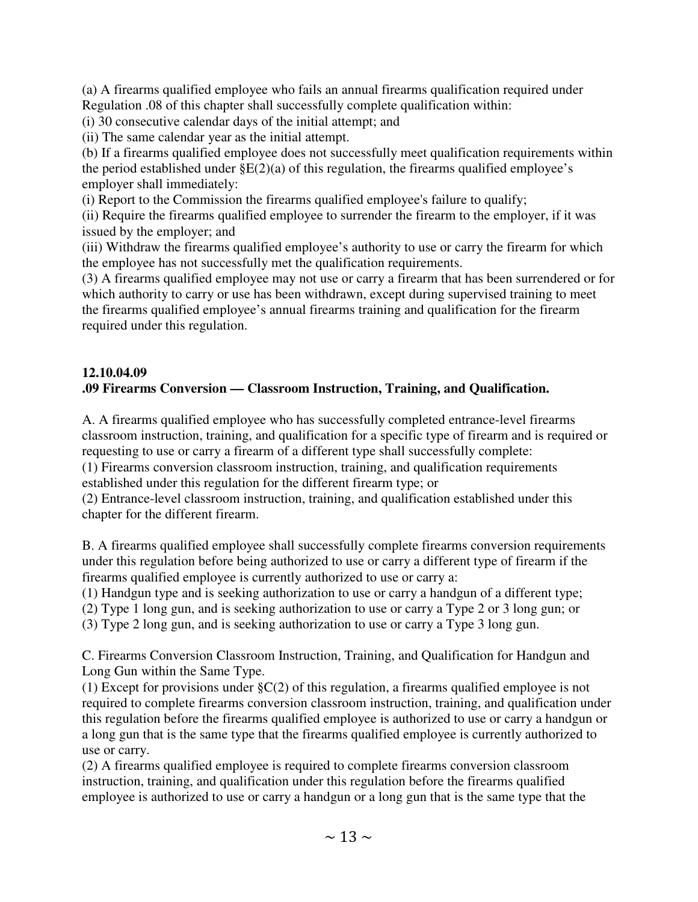(a) A firearms qualified employee who fails an annual firearms qualification required under Regulation .08 of this chapter shall successfully complete qualification within:

(i) 30 consecutive calendar days of the initial attempt; and

(ii) The same calendar year as the initial attempt.

(b) If a firearms qualified employee does not successfully meet qualification requirements within the period established under §E(2)(a) of this regulation, the firearms qualified employee's employer shall immediately:

(i) Report to the Commission the firearms qualified employee's failure to qualify;

(ii) Require the firearms qualified employee to surrender the firearm to the employer, if it was issued by the employer; and

(iii) Withdraw the firearms qualified employee's authority to use or carry the firearm for which the employee has not successfully met the qualification requirements.

(3) A firearms qualified employee may not use or carry a firearm that has been surrendered or for which authority to carry or use has been withdrawn, except during supervised training to meet the firearms qualified employee's annual firearms training and qualification for the firearm required under this regulation.

**12.10.04.09**
**.09 Firearms Conversion — Classroom Instruction, Training, and Qualification.**

A. A firearms qualified employee who has successfully completed entrance-level firearms classroom instruction, training, and qualification for a specific type of firearm and is required or requesting to use or carry a firearm of a different type shall successfully complete:

(1) Firearms conversion classroom instruction, training, and qualification requirements established under this regulation for the different firearm type; or

(2) Entrance-level classroom instruction, training, and qualification established under this chapter for the different firearm.

B. A firearms qualified employee shall successfully complete firearms conversion requirements under this regulation before being authorized to use or carry a different type of firearm if the firearms qualified employee is currently authorized to use or carry a:

(1) Handgun type and is seeking authorization to use or carry a handgun of a different type;

(2) Type 1 long gun, and is seeking authorization to use or carry a Type 2 or 3 long gun; or

(3) Type 2 long gun, and is seeking authorization to use or carry a Type 3 long gun.

C. Firearms Conversion Classroom Instruction, Training, and Qualification for Handgun and Long Gun within the Same Type.

(1) Except for provisions under §C(2) of this regulation, a firearms qualified employee is not required to complete firearms conversion classroom instruction, training, and qualification under this regulation before the firearms qualified employee is authorized to use or carry a handgun or a long gun that is the same type that the firearms qualified employee is currently authorized to use or carry.

(2) A firearms qualified employee is required to complete firearms conversion classroom instruction, training, and qualification under this regulation before the firearms qualified employee is authorized to use or carry a handgun or a long gun that is the same type that the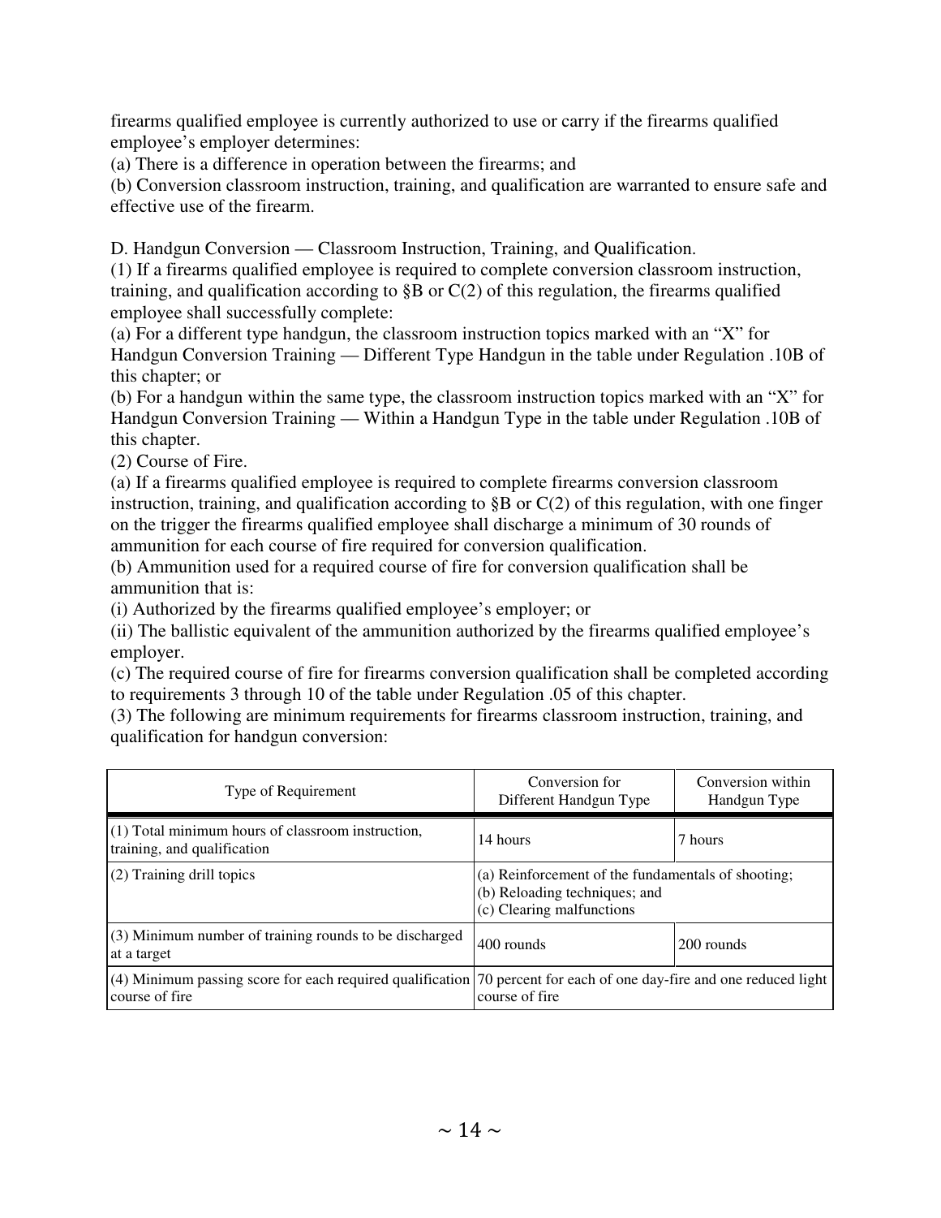firearms qualified employee is currently authorized to use or carry if the firearms qualified employee's employer determines:

(a) There is a difference in operation between the firearms; and

(b) Conversion classroom instruction, training, and qualification are warranted to ensure safe and effective use of the firearm.

D. Handgun Conversion — Classroom Instruction, Training, and Qualification.

(1) If a firearms qualified employee is required to complete conversion classroom instruction, training, and qualification according to §B or C(2) of this regulation, the firearms qualified employee shall successfully complete:

(a) For a different type handgun, the classroom instruction topics marked with an "X" for Handgun Conversion Training — Different Type Handgun in the table under Regulation .10B of this chapter; or

(b) For a handgun within the same type, the classroom instruction topics marked with an "X" for Handgun Conversion Training — Within a Handgun Type in the table under Regulation .10B of this chapter.

(2) Course of Fire.

(a) If a firearms qualified employee is required to complete firearms conversion classroom instruction, training, and qualification according to §B or C(2) of this regulation, with one finger on the trigger the firearms qualified employee shall discharge a minimum of 30 rounds of ammunition for each course of fire required for conversion qualification.

(b) Ammunition used for a required course of fire for conversion qualification shall be ammunition that is:

(i) Authorized by the firearms qualified employee's employer; or

(ii) The ballistic equivalent of the ammunition authorized by the firearms qualified employee's employer.

(c) The required course of fire for firearms conversion qualification shall be completed according to requirements 3 through 10 of the table under Regulation .05 of this chapter.

(3) The following are minimum requirements for firearms classroom instruction, training, and qualification for handgun conversion:

| Type of Requirement | Conversion for Different Handgun Type | Conversion within Handgun Type |
|---|---|---|
| (1) Total minimum hours of classroom instruction, training, and qualification | 14 hours | 7 hours |
| (2) Training drill topics | (a) Reinforcement of the fundamentals of shooting; (b) Reloading techniques; and (c) Clearing malfunctions | |
| (3) Minimum number of training rounds to be discharged at a target | 400 rounds | 200 rounds |
| (4) Minimum passing score for each required qualification course of fire | 70 percent for each of one day-fire and one reduced light course of fire | |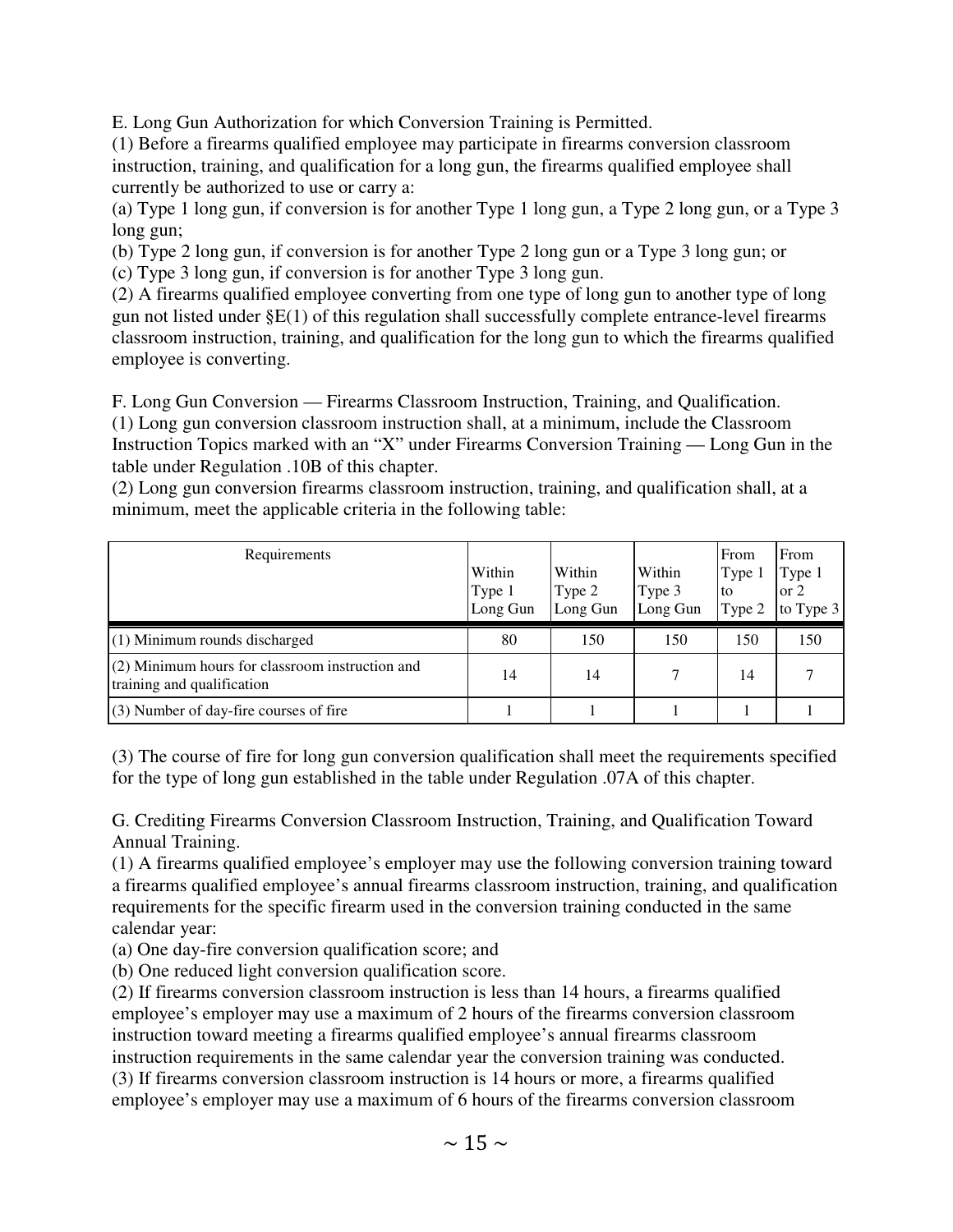E. Long Gun Authorization for which Conversion Training is Permitted.

(1) Before a firearms qualified employee may participate in firearms conversion classroom instruction, training, and qualification for a long gun, the firearms qualified employee shall currently be authorized to use or carry a:

(a) Type 1 long gun, if conversion is for another Type 1 long gun, a Type 2 long gun, or a Type 3 long gun;

(b) Type 2 long gun, if conversion is for another Type 2 long gun or a Type 3 long gun; or

(c) Type 3 long gun, if conversion is for another Type 3 long gun.

(2) A firearms qualified employee converting from one type of long gun to another type of long gun not listed under §E(1) of this regulation shall successfully complete entrance-level firearms classroom instruction, training, and qualification for the long gun to which the firearms qualified employee is converting.

F. Long Gun Conversion — Firearms Classroom Instruction, Training, and Qualification.

(1) Long gun conversion classroom instruction shall, at a minimum, include the Classroom Instruction Topics marked with an "X" under Firearms Conversion Training — Long Gun in the table under Regulation .10B of this chapter.

(2) Long gun conversion firearms classroom instruction, training, and qualification shall, at a minimum, meet the applicable criteria in the following table:

| Requirements | Within Type 1 Long Gun | Within Type 2 Long Gun | Within Type 3 Long Gun | From Type 1 to Type 2 | From Type 1 or 2 to Type 3 |
|---|---|---|---|---|---|
| (1) Minimum rounds discharged | 80 | 150 | 150 | 150 | 150 |
| (2) Minimum hours for classroom instruction and training and qualification | 14 | 14 | 7 | 14 | 7 |
| (3) Number of day-fire courses of fire | 1 | 1 | 1 | 1 | 1 |

(3) The course of fire for long gun conversion qualification shall meet the requirements specified for the type of long gun established in the table under Regulation .07A of this chapter.

G. Crediting Firearms Conversion Classroom Instruction, Training, and Qualification Toward Annual Training.

(1) A firearms qualified employee's employer may use the following conversion training toward a firearms qualified employee's annual firearms classroom instruction, training, and qualification requirements for the specific firearm used in the conversion training conducted in the same calendar year:

(a) One day-fire conversion qualification score; and

(b) One reduced light conversion qualification score.

(2) If firearms conversion classroom instruction is less than 14 hours, a firearms qualified employee's employer may use a maximum of 2 hours of the firearms conversion classroom instruction toward meeting a firearms qualified employee's annual firearms classroom instruction requirements in the same calendar year the conversion training was conducted.

(3) If firearms conversion classroom instruction is 14 hours or more, a firearms qualified employee's employer may use a maximum of 6 hours of the firearms conversion classroom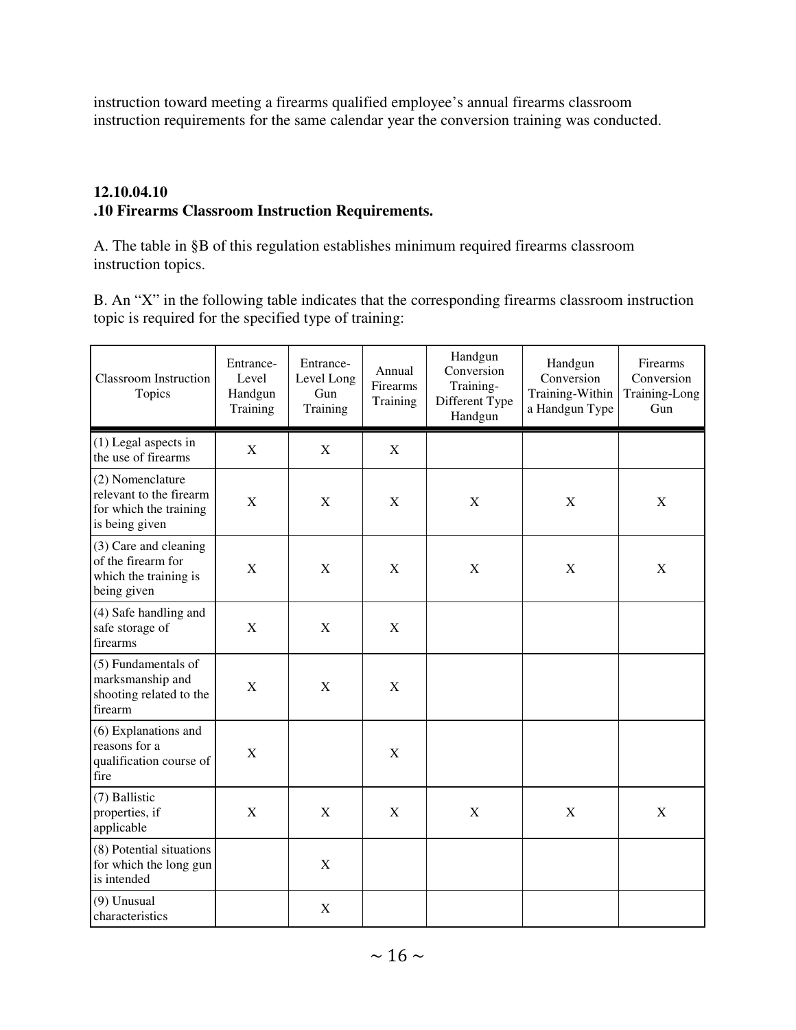instruction toward meeting a firearms qualified employee's annual firearms classroom instruction requirements for the same calendar year the conversion training was conducted.

**12.10.04.10**
**.10 Firearms Classroom Instruction Requirements.**

A. The table in §B of this regulation establishes minimum required firearms classroom instruction topics.

B. An "X" in the following table indicates that the corresponding firearms classroom instruction topic is required for the specified type of training:

| Classroom Instruction Topics | Entrance-Level Handgun Training | Entrance-Level Long Gun Training | Annual Firearms Training | Handgun Conversion Training-Different Type Handgun | Handgun Conversion Training-Within a Handgun Type | Firearms Conversion Training-Long Gun |
|---|---|---|---|---|---|---|
| (1) Legal aspects in the use of firearms | X | X | X | | | |
| (2) Nomenclature relevant to the firearm for which the training is being given | X | X | X | X | X | X |
| (3) Care and cleaning of the firearm for which the training is being given | X | X | X | X | X | X |
| (4) Safe handling and safe storage of firearms | X | X | X | | | |
| (5) Fundamentals of marksmanship and shooting related to the firearm | X | X | X | | | |
| (6) Explanations and reasons for a qualification course of fire | X | | X | | | |
| (7) Ballistic properties, if applicable | X | X | X | X | X | X |
| (8) Potential situations for which the long gun is intended | | X | | | | |
| (9) Unusual characteristics | | X | | | | |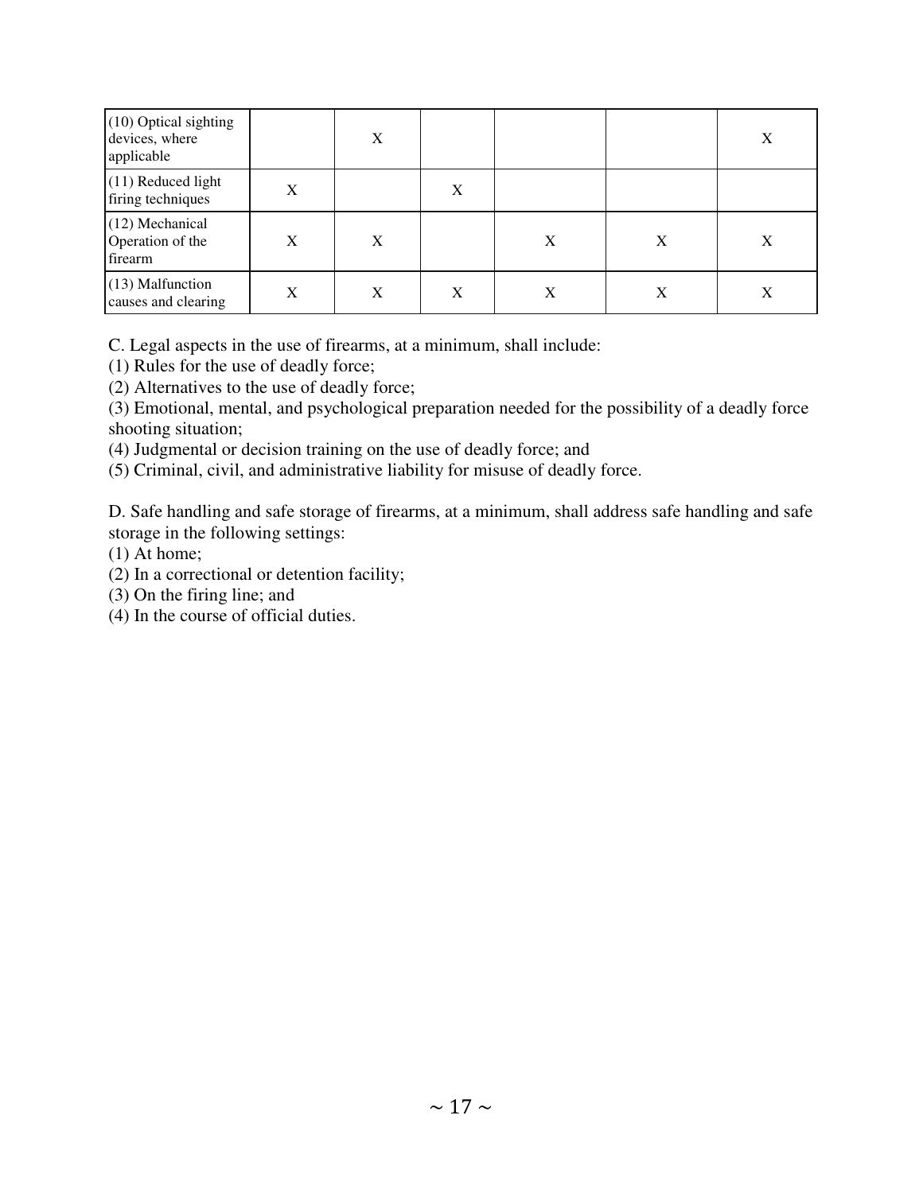| | | | | | | |
|---|---|---|---|---|---|---|
| (10) Optical sighting devices, where applicable | | X | | | | X |
| (11) Reduced light firing techniques | X | | X | | | |
| (12) Mechanical Operation of the firearm | X | X | | X | X | X |
| (13) Malfunction causes and clearing | X | X | X | X | X | X |

C. Legal aspects in the use of firearms, at a minimum, shall include:
(1) Rules for the use of deadly force;
(2) Alternatives to the use of deadly force;
(3) Emotional, mental, and psychological preparation needed for the possibility of a deadly force shooting situation;
(4) Judgmental or decision training on the use of deadly force; and
(5) Criminal, civil, and administrative liability for misuse of deadly force.

D. Safe handling and safe storage of firearms, at a minimum, shall address safe handling and safe storage in the following settings:
(1) At home;
(2) In a correctional or detention facility;
(3) On the firing line; and
(4) In the course of official duties.